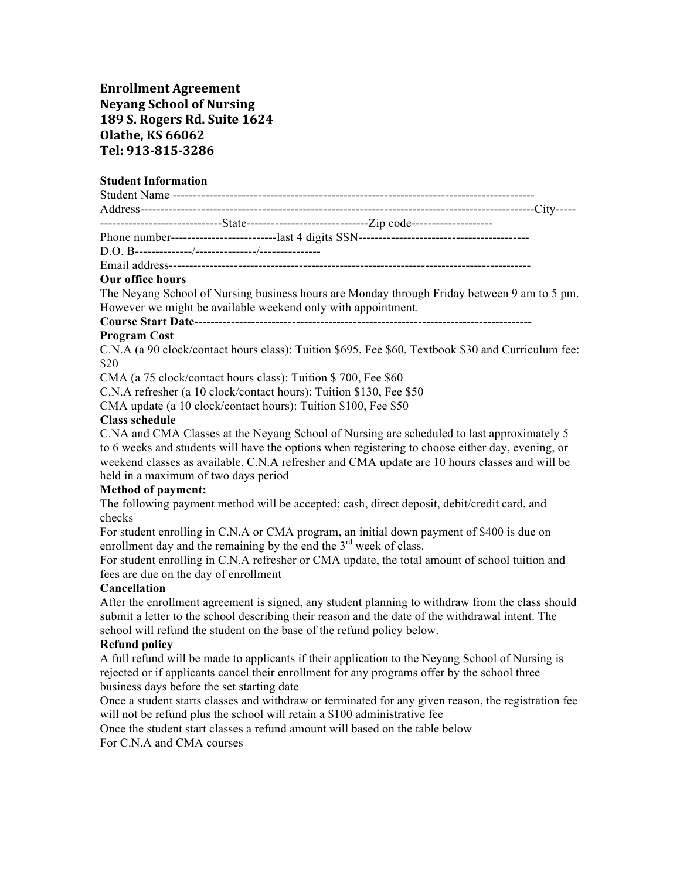**Enrollment Agreement**
**Neyang School of Nursing**
**189 S. Rogers Rd. Suite 1624**
**Olathe, KS 66062**
**Tel: 913-815-3286**

**Student Information**

Student Name ------------------------------------------------------------------------------------------

Address--------------------------------------------------------------------------------------------------City-----------------------------------State------------------------------Zip code--------------------

Phone number--------------------------last 4 digits SSN------------------------------------------

D.O. B--------------/---------------/---------------

Email address------------------------------------------------------------------------------------------

**Our office hours**

The Neyang School of Nursing business hours are Monday through Friday between 9 am to 5 pm. However we might be available weekend only with appointment.

**Course Start Date**----------------------------------------------------------------------------------

**Program Cost**

C.N.A (a 90 clock/contact hours class): Tuition $695, Fee $60, Textbook $30 and Curriculum fee: $20

CMA (a 75 clock/contact hours class): Tuition $ 700, Fee $60

C.N.A refresher (a 10 clock/contact hours): Tuition $130, Fee $50

CMA update (a 10 clock/contact hours): Tuition $100, Fee $50

**Class schedule**

C.NA and CMA Classes at the Neyang School of Nursing are scheduled to last approximately 5 to 6 weeks and students will have the options when registering to choose either day, evening, or weekend classes as available. C.N.A refresher and CMA update are 10 hours classes and will be held in a maximum of two days period

**Method of payment:**

The following payment method will be accepted: cash, direct deposit, debit/credit card, and checks

For student enrolling in C.N.A or CMA program, an initial down payment of $400 is due on enrollment day and the remaining by the end the 3rd week of class.

For student enrolling in C.N.A refresher or CMA update, the total amount of school tuition and fees are due on the day of enrollment

**Cancellation**

After the enrollment agreement is signed, any student planning to withdraw from the class should submit a letter to the school describing their reason and the date of the withdrawal intent. The school will refund the student on the base of the refund policy below.

**Refund policy**

A full refund will be made to applicants if their application to the Neyang School of Nursing is rejected or if applicants cancel their enrollment for any programs offer by the school three business days before the set starting date

Once a student starts classes and withdraw or terminated for any given reason, the registration fee will not be refund plus the school will retain a $100 administrative fee

Once the student start classes a refund amount will based on the table below

For C.N.A and CMA courses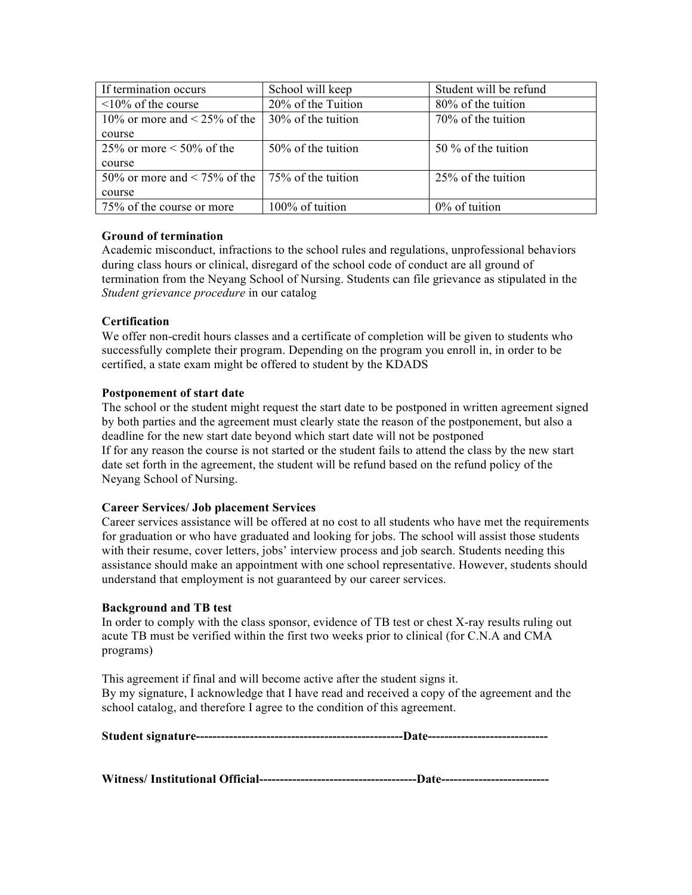| If termination occurs | School will keep | Student will be refund |
|---|---|---|
| <10% of the course | 20% of the Tuition | 80% of the tuition |
| 10% or more and < 25% of the course | 30% of the tuition | 70% of the tuition |
| 25% or more < 50% of the course | 50% of the tuition | 50 % of the tuition |
| 50% or more and < 75% of the course | 75% of the tuition | 25% of the tuition |
| 75% of the course or more | 100% of tuition | 0% of tuition |

**Ground of termination**
Academic misconduct, infractions to the school rules and regulations, unprofessional behaviors during class hours or clinical, disregard of the school code of conduct are all ground of termination from the Neyang School of Nursing. Students can file grievance as stipulated in the *Student grievance procedure* in our catalog

**Certification**
We offer non-credit hours classes and a certificate of completion will be given to students who successfully complete their program. Depending on the program you enroll in, in order to be certified, a state exam might be offered to student by the KDADS

**Postponement of start date**
The school or the student might request the start date to be postponed in written agreement signed by both parties and the agreement must clearly state the reason of the postponement, but also a deadline for the new start date beyond which start date will not be postponed
If for any reason the course is not started or the student fails to attend the class by the new start date set forth in the agreement, the student will be refund based on the refund policy of the Neyang School of Nursing.

**Career Services/ Job placement Services**
Career services assistance will be offered at no cost to all students who have met the requirements for graduation or who have graduated and looking for jobs. The school will assist those students with their resume, cover letters, jobs' interview process and job search. Students needing this assistance should make an appointment with one school representative. However, students should understand that employment is not guaranteed by our career services.

**Background and TB test**
In order to comply with the class sponsor, evidence of TB test or chest X-ray results ruling out acute TB must be verified within the first two weeks prior to clinical (for C.N.A and CMA programs)

This agreement if final and will become active after the student signs it.
By my signature, I acknowledge that I have read and received a copy of the agreement and the school catalog, and therefore I agree to the condition of this agreement.

**Student signature--------------------------------------------------Date-----------------------------**

**Witness/ Institutional Official--------------------------------------Date--------------------------**